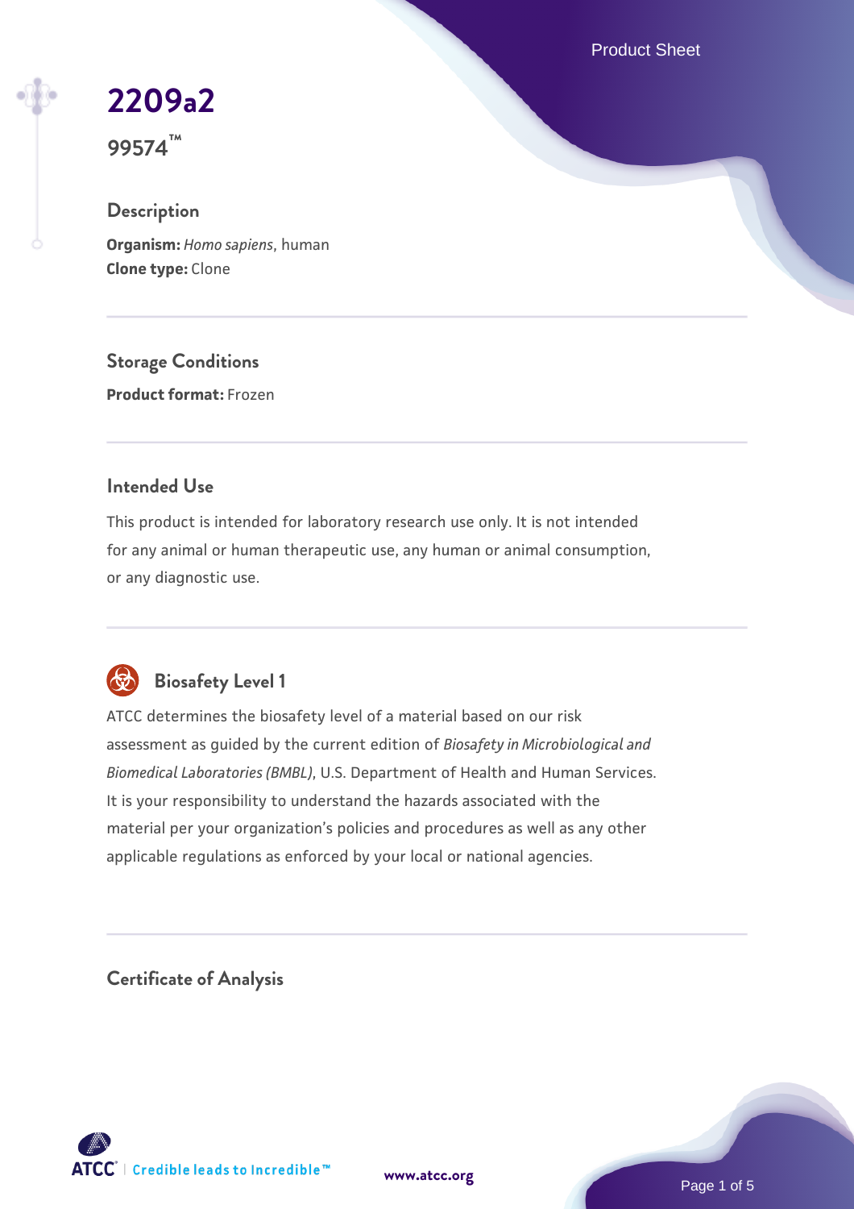# 2209a2

**99574™**

## Description

**Organism:** *Homo sapiens*, human
**Clone type:** Clone

## Storage Conditions

**Product format:** Frozen

## Intended Use

This product is intended for laboratory research use only. It is not intended for any animal or human therapeutic use, any human or animal consumption, or any diagnostic use.

## Biosafety Level 1

ATCC determines the biosafety level of a material based on our risk assessment as guided by the current edition of *Biosafety in Microbiological and Biomedical Laboratories (BMBL)*, U.S. Department of Health and Human Services. It is your responsibility to understand the hazards associated with the material per your organization's policies and procedures as well as any other applicable regulations as enforced by your local or national agencies.

## Certificate of Analysis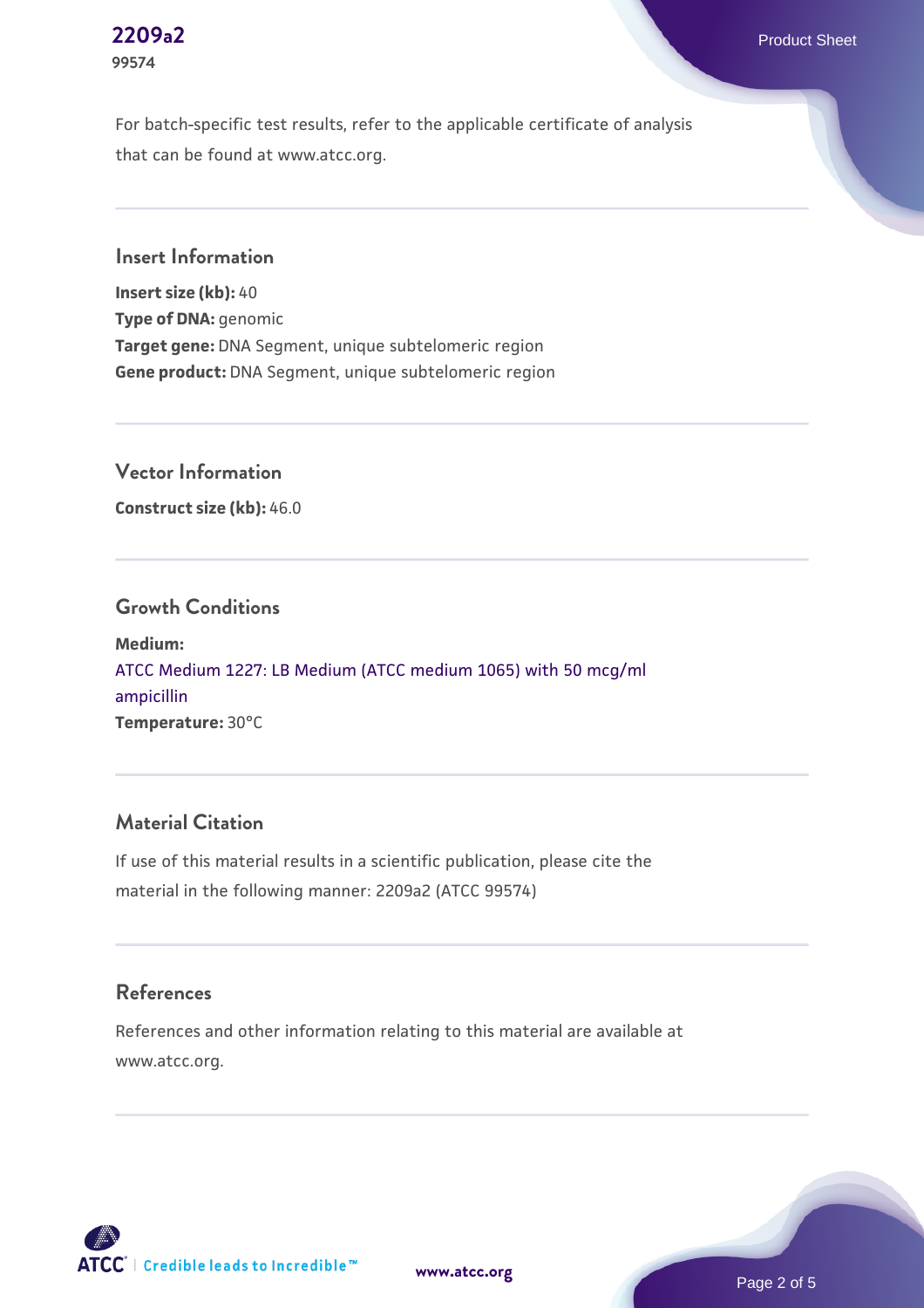For batch-specific test results, refer to the applicable certificate of analysis that can be found at www.atcc.org.

## Insert Information

**Insert size (kb):** 40
**Type of DNA:** genomic
**Target gene:** DNA Segment, unique subtelomeric region
**Gene product:** DNA Segment, unique subtelomeric region

## Vector Information

**Construct size (kb):** 46.0

## Growth Conditions

**Medium:**
ATCC Medium 1227: LB Medium (ATCC medium 1065) with 50 mcg/ml ampicillin
**Temperature:** 30°C

## Material Citation

If use of this material results in a scientific publication, please cite the material in the following manner: 2209a2 (ATCC 99574)

## References

References and other information relating to this material are available at www.atcc.org.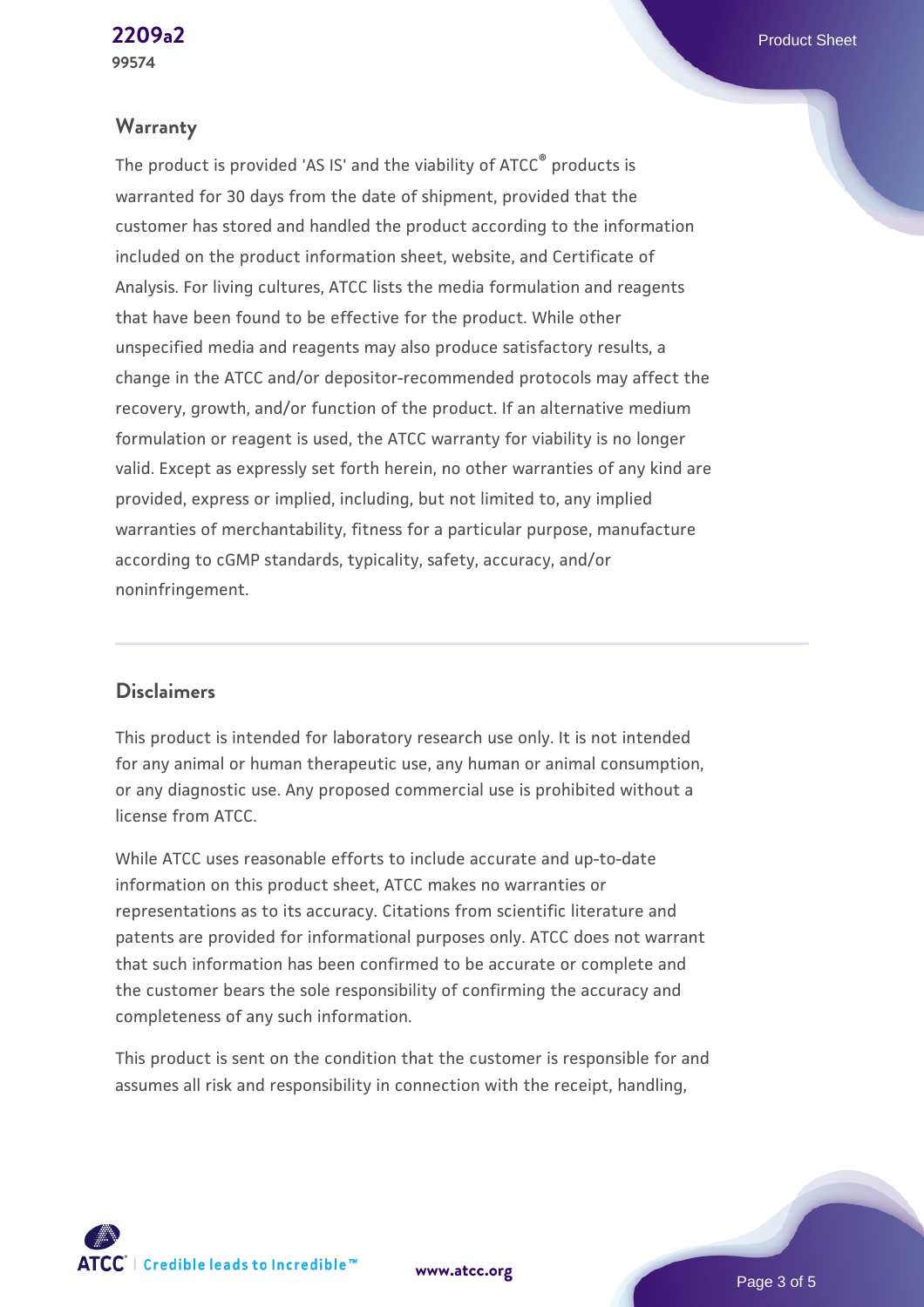## Warranty

The product is provided 'AS IS' and the viability of ATCC® products is warranted for 30 days from the date of shipment, provided that the customer has stored and handled the product according to the information included on the product information sheet, website, and Certificate of Analysis. For living cultures, ATCC lists the media formulation and reagents that have been found to be effective for the product. While other unspecified media and reagents may also produce satisfactory results, a change in the ATCC and/or depositor-recommended protocols may affect the recovery, growth, and/or function of the product. If an alternative medium formulation or reagent is used, the ATCC warranty for viability is no longer valid. Except as expressly set forth herein, no other warranties of any kind are provided, express or implied, including, but not limited to, any implied warranties of merchantability, fitness for a particular purpose, manufacture according to cGMP standards, typicality, safety, accuracy, and/or noninfringement.

## Disclaimers

This product is intended for laboratory research use only. It is not intended for any animal or human therapeutic use, any human or animal consumption, or any diagnostic use. Any proposed commercial use is prohibited without a license from ATCC.

While ATCC uses reasonable efforts to include accurate and up-to-date information on this product sheet, ATCC makes no warranties or representations as to its accuracy. Citations from scientific literature and patents are provided for informational purposes only. ATCC does not warrant that such information has been confirmed to be accurate or complete and the customer bears the sole responsibility of confirming the accuracy and completeness of any such information.

This product is sent on the condition that the customer is responsible for and assumes all risk and responsibility in connection with the receipt, handling,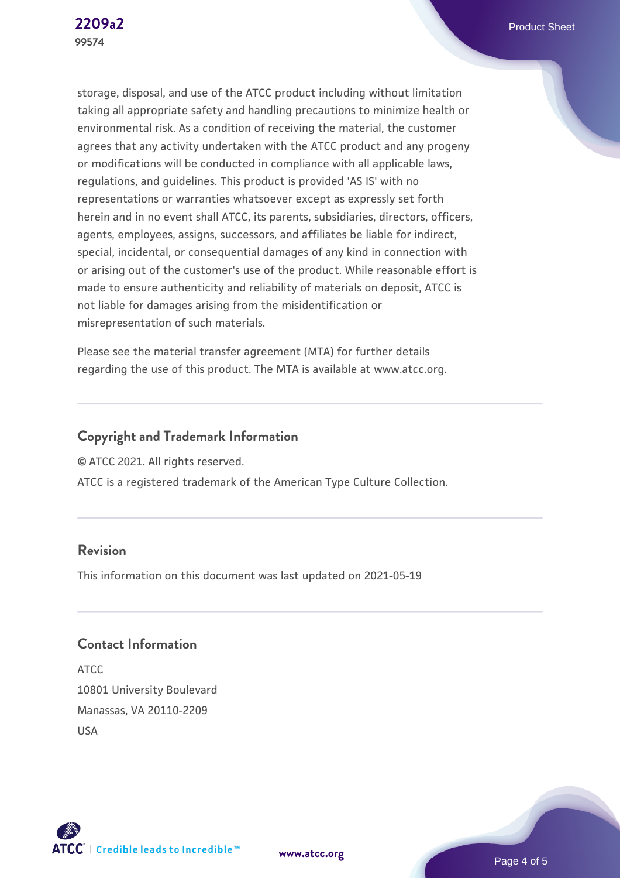storage, disposal, and use of the ATCC product including without limitation taking all appropriate safety and handling precautions to minimize health or environmental risk. As a condition of receiving the material, the customer agrees that any activity undertaken with the ATCC product and any progeny or modifications will be conducted in compliance with all applicable laws, regulations, and guidelines. This product is provided 'AS IS' with no representations or warranties whatsoever except as expressly set forth herein and in no event shall ATCC, its parents, subsidiaries, directors, officers, agents, employees, assigns, successors, and affiliates be liable for indirect, special, incidental, or consequential damages of any kind in connection with or arising out of the customer's use of the product. While reasonable effort is made to ensure authenticity and reliability of materials on deposit, ATCC is not liable for damages arising from the misidentification or misrepresentation of such materials.

Please see the material transfer agreement (MTA) for further details regarding the use of this product. The MTA is available at www.atcc.org.

## Copyright and Trademark Information

© ATCC 2021. All rights reserved.

ATCC is a registered trademark of the American Type Culture Collection.

## Revision

This information on this document was last updated on 2021-05-19

## Contact Information

ATCC
10801 University Boulevard
Manassas, VA 20110-2209
USA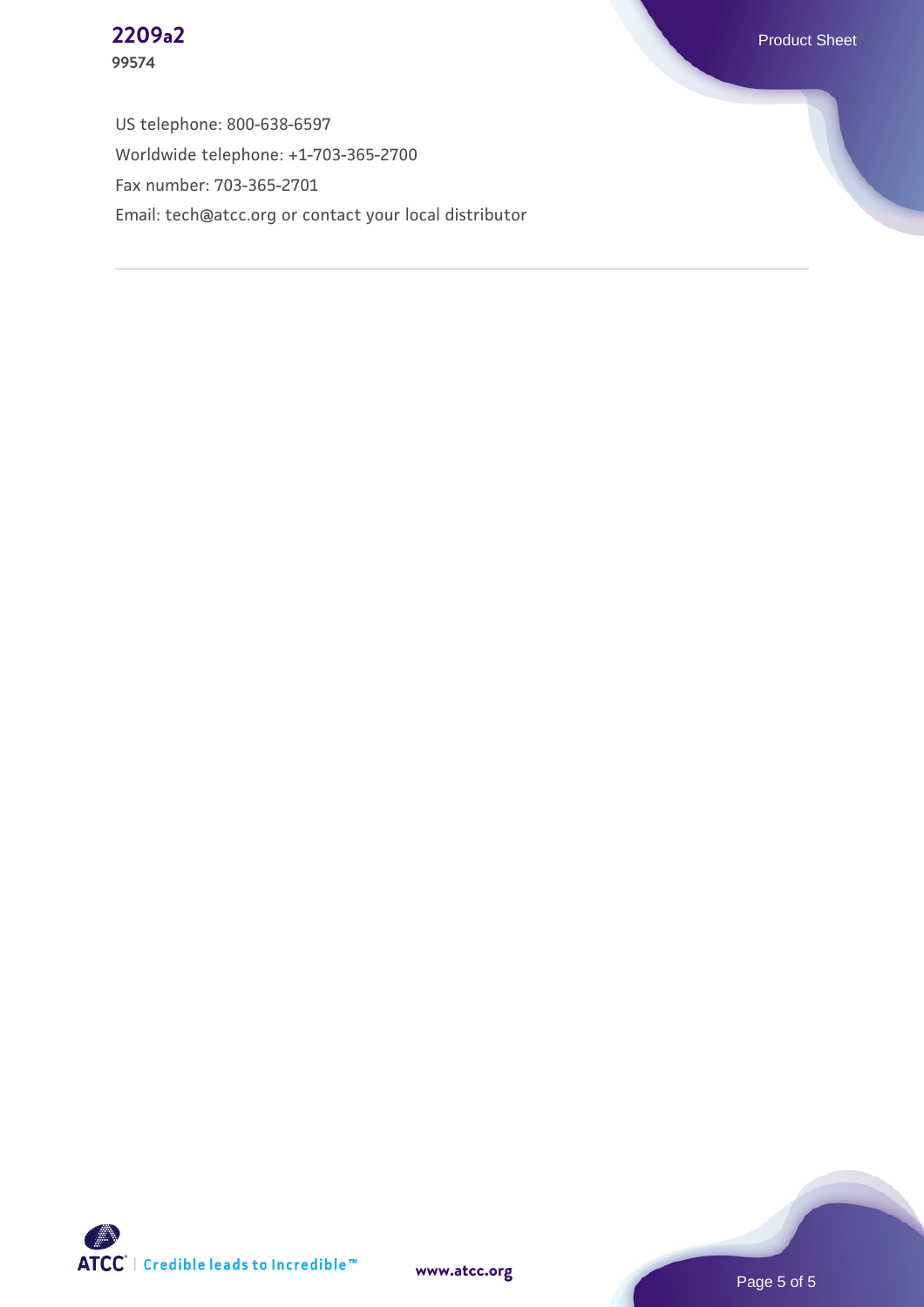US telephone: 800-638-6597

Worldwide telephone: +1-703-365-2700

Fax number: 703-365-2701

Email: tech@atcc.org or contact your local distributor